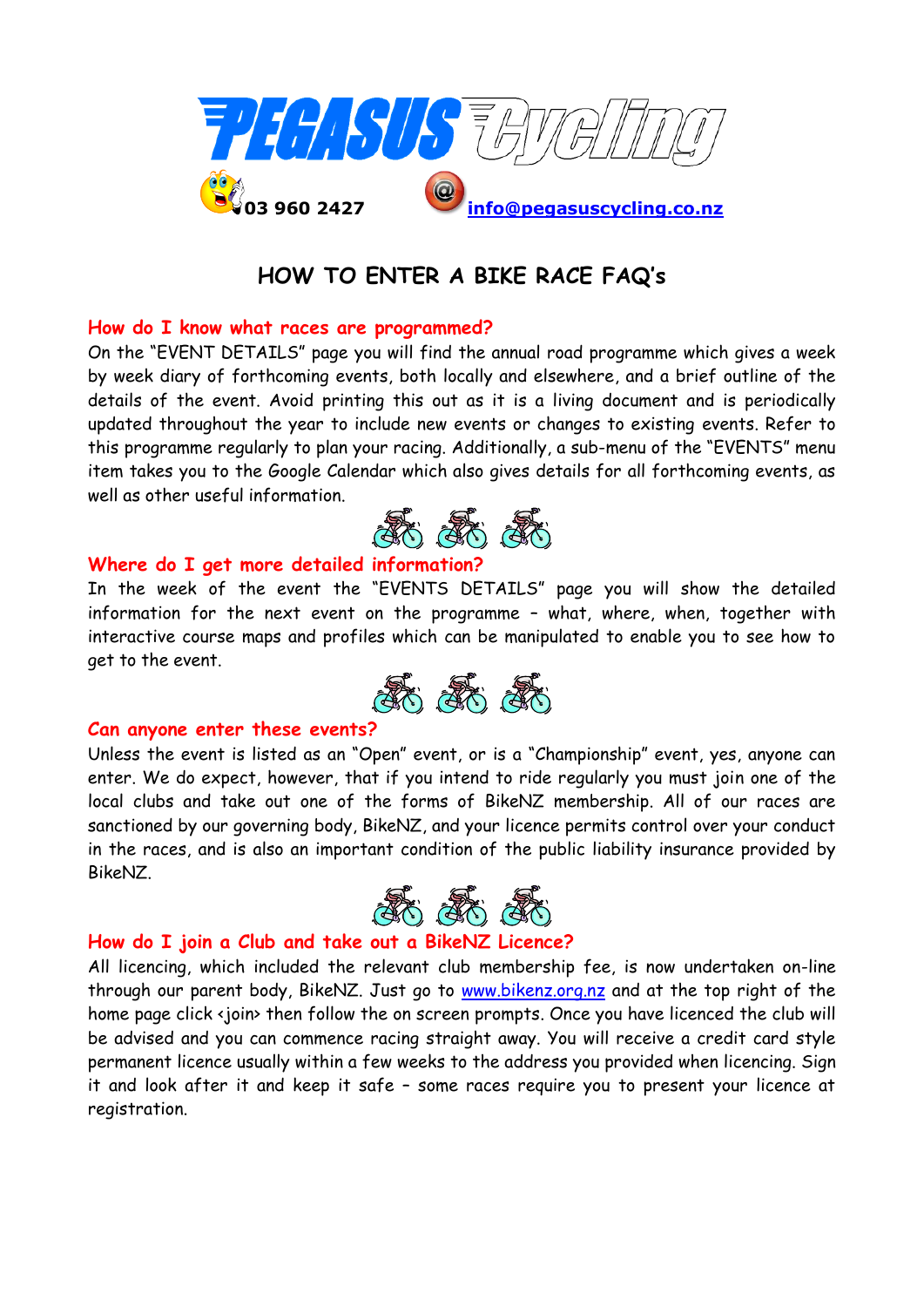# PEGASUS Cycling

03 960 2427 info@pegasuscycling.co.nz

## HOW TO ENTER A BIKE RACE FAQ's

### How do I know what races are programmed?

On the "EVENT DETAILS" page you will find the annual road programme which gives a week by week diary of forthcoming events, both locally and elsewhere, and a brief outline of the details of the event. Avoid printing this out as it is a living document and is periodically updated throughout the year to include new events or changes to existing events. Refer to this programme regularly to plan your racing. Additionally, a sub-menu of the "EVENTS" menu item takes you to the Google Calendar which also gives details for all forthcoming events, as well as other useful information.

### Where do I get more detailed information?

In the week of the event the "EVENTS DETAILS" page you will show the detailed information for the next event on the programme – what, where, when, together with interactive course maps and profiles which can be manipulated to enable you to see how to get to the event.

### Can anyone enter these events?

Unless the event is listed as an "Open" event, or is a "Championship" event, yes, anyone can enter. We do expect, however, that if you intend to ride regularly you must join one of the local clubs and take out one of the forms of BikeNZ membership. All of our races are sanctioned by our governing body, BikeNZ, and your licence permits control over your conduct in the races, and is also an important condition of the public liability insurance provided by BikeNZ.

### How do I join a Club and take out a BikeNZ Licence?

All licencing, which included the relevant club membership fee, is now undertaken on-line through our parent body, BikeNZ. Just go to www.bikenz.org.nz and at the top right of the home page click <join> then follow the on screen prompts. Once you have licenced the club will be advised and you can commence racing straight away. You will receive a credit card style permanent licence usually within a few weeks to the address you provided when licencing. Sign it and look after it and keep it safe – some races require you to present your licence at registration.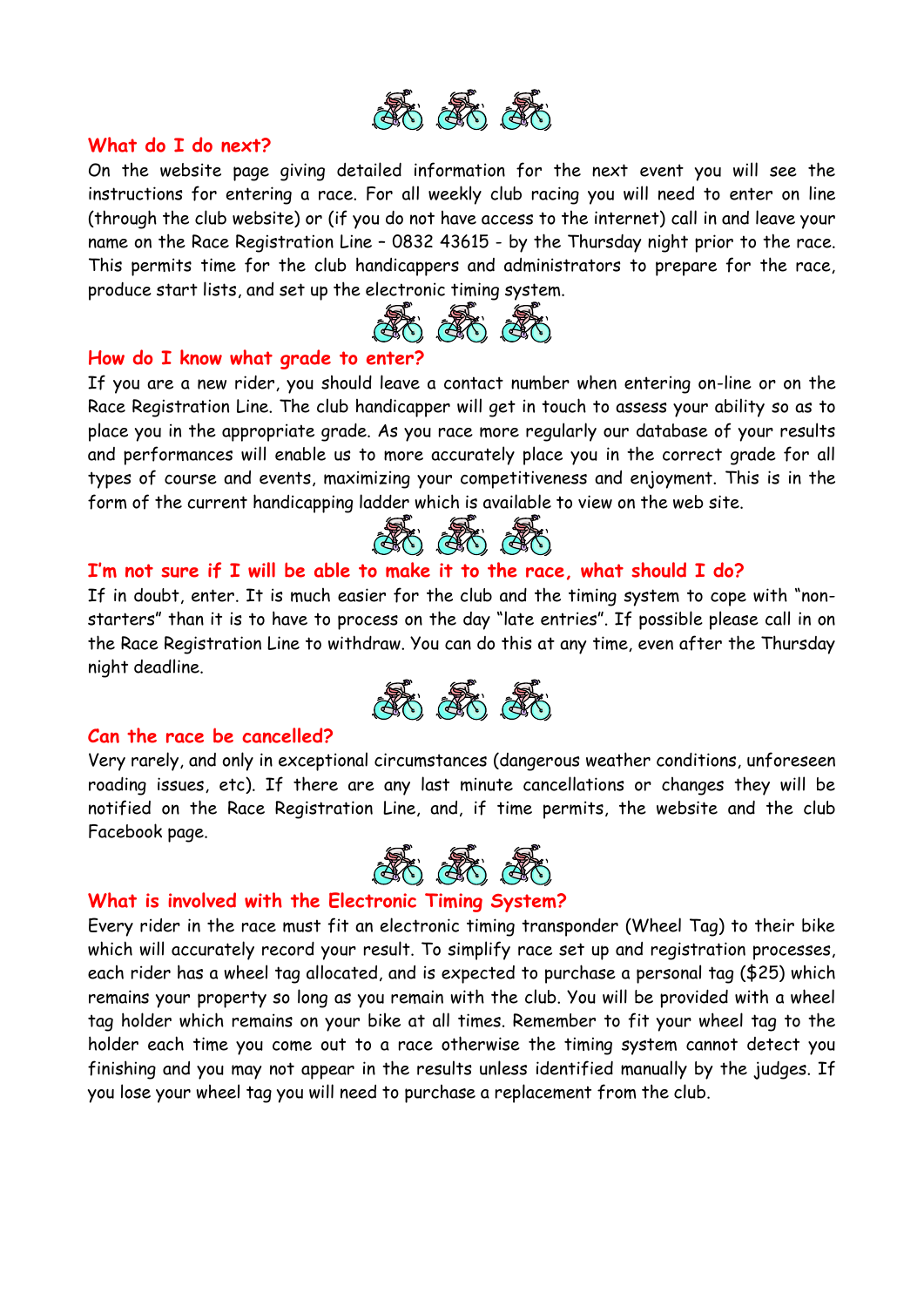## What do I do next?

On the website page giving detailed information for the next event you will see the instructions for entering a race. For all weekly club racing you will need to enter on line (through the club website) or (if you do not have access to the internet) call in and leave your name on the Race Registration Line – 0832 43615 - by the Thursday night prior to the race. This permits time for the club handicappers and administrators to prepare for the race, produce start lists, and set up the electronic timing system.

## How do I know what grade to enter?

If you are a new rider, you should leave a contact number when entering on-line or on the Race Registration Line. The club handicapper will get in touch to assess your ability so as to place you in the appropriate grade. As you race more regularly our database of your results and performances will enable us to more accurately place you in the correct grade for all types of course and events, maximizing your competitiveness and enjoyment. This is in the form of the current handicapping ladder which is available to view on the web site.

## I'm not sure if I will be able to make it to the race, what should I do?

If in doubt, enter. It is much easier for the club and the timing system to cope with "non-starters" than it is to have to process on the day "late entries". If possible please call in on the Race Registration Line to withdraw. You can do this at any time, even after the Thursday night deadline.

## Can the race be cancelled?

Very rarely, and only in exceptional circumstances (dangerous weather conditions, unforeseen roading issues, etc). If there are any last minute cancellations or changes they will be notified on the Race Registration Line, and, if time permits, the website and the club Facebook page.

## What is involved with the Electronic Timing System?

Every rider in the race must fit an electronic timing transponder (Wheel Tag) to their bike which will accurately record your result. To simplify race set up and registration processes, each rider has a wheel tag allocated, and is expected to purchase a personal tag ($25) which remains your property so long as you remain with the club. You will be provided with a wheel tag holder which remains on your bike at all times. Remember to fit your wheel tag to the holder each time you come out to a race otherwise the timing system cannot detect you finishing and you may not appear in the results unless identified manually by the judges. If you lose your wheel tag you will need to purchase a replacement from the club.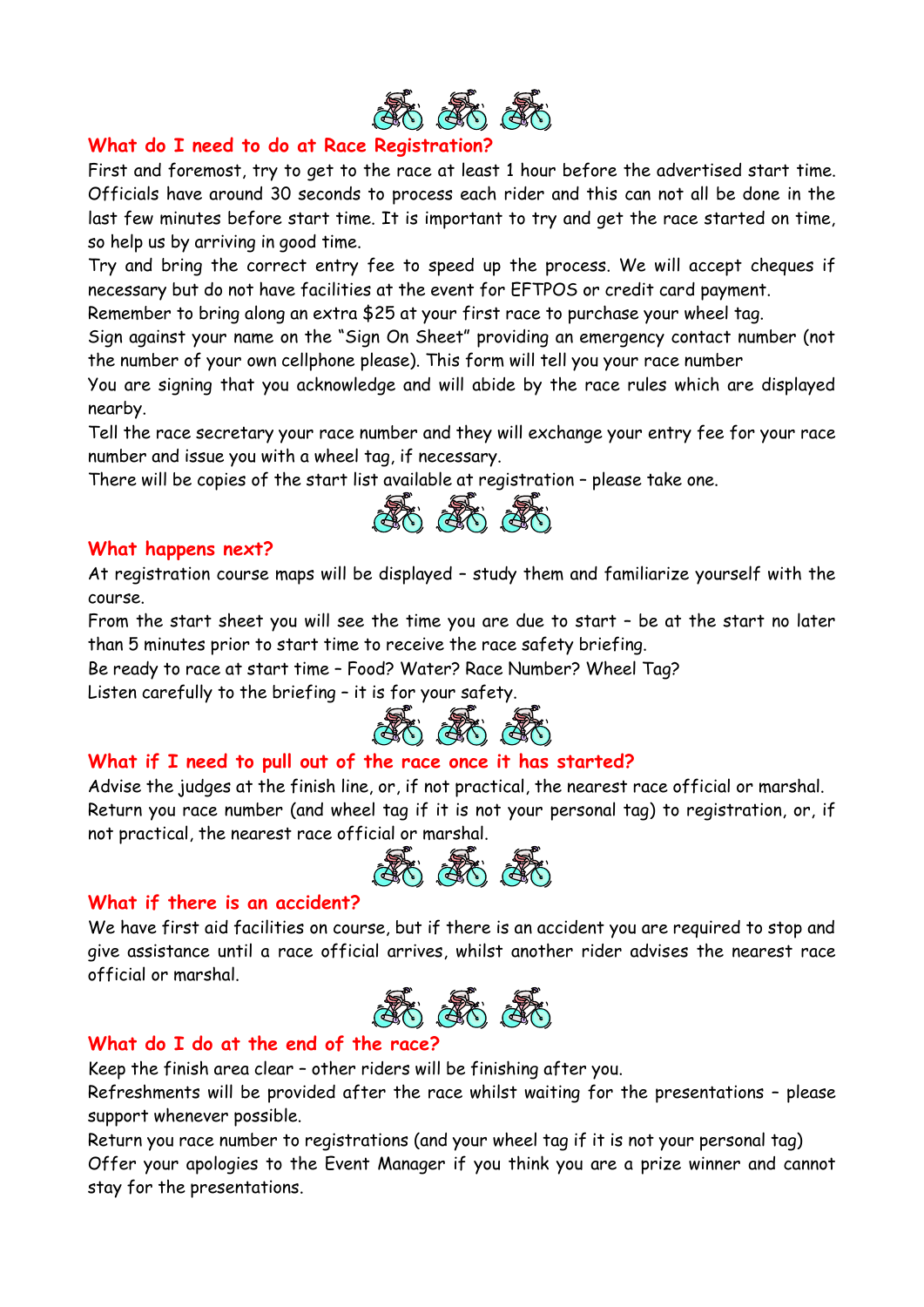## What do I need to do at Race Registration?

First and foremost, try to get to the race at least 1 hour before the advertised start time. Officials have around 30 seconds to process each rider and this can not all be done in the last few minutes before start time. It is important to try and get the race started on time, so help us by arriving in good time.

Try and bring the correct entry fee to speed up the process. We will accept cheques if necessary but do not have facilities at the event for EFTPOS or credit card payment.

Remember to bring along an extra $25 at your first race to purchase your wheel tag.

Sign against your name on the "Sign On Sheet" providing an emergency contact number (not the number of your own cellphone please). This form will tell you your race number

You are signing that you acknowledge and will abide by the race rules which are displayed nearby.

Tell the race secretary your race number and they will exchange your entry fee for your race number and issue you with a wheel tag, if necessary.

There will be copies of the start list available at registration – please take one.

## What happens next?

At registration course maps will be displayed – study them and familiarize yourself with the course.

From the start sheet you will see the time you are due to start – be at the start no later than 5 minutes prior to start time to receive the race safety briefing.

Be ready to race at start time – Food? Water? Race Number? Wheel Tag?

Listen carefully to the briefing – it is for your safety.

## What if I need to pull out of the race once it has started?

Advise the judges at the finish line, or, if not practical, the nearest race official or marshal.

Return you race number (and wheel tag if it is not your personal tag) to registration, or, if not practical, the nearest race official or marshal.

## What if there is an accident?

We have first aid facilities on course, but if there is an accident you are required to stop and give assistance until a race official arrives, whilst another rider advises the nearest race official or marshal.

## What do I do at the end of the race?

Keep the finish area clear – other riders will be finishing after you.

Refreshments will be provided after the race whilst waiting for the presentations – please support whenever possible.

Return you race number to registrations (and your wheel tag if it is not your personal tag)

Offer your apologies to the Event Manager if you think you are a prize winner and cannot stay for the presentations.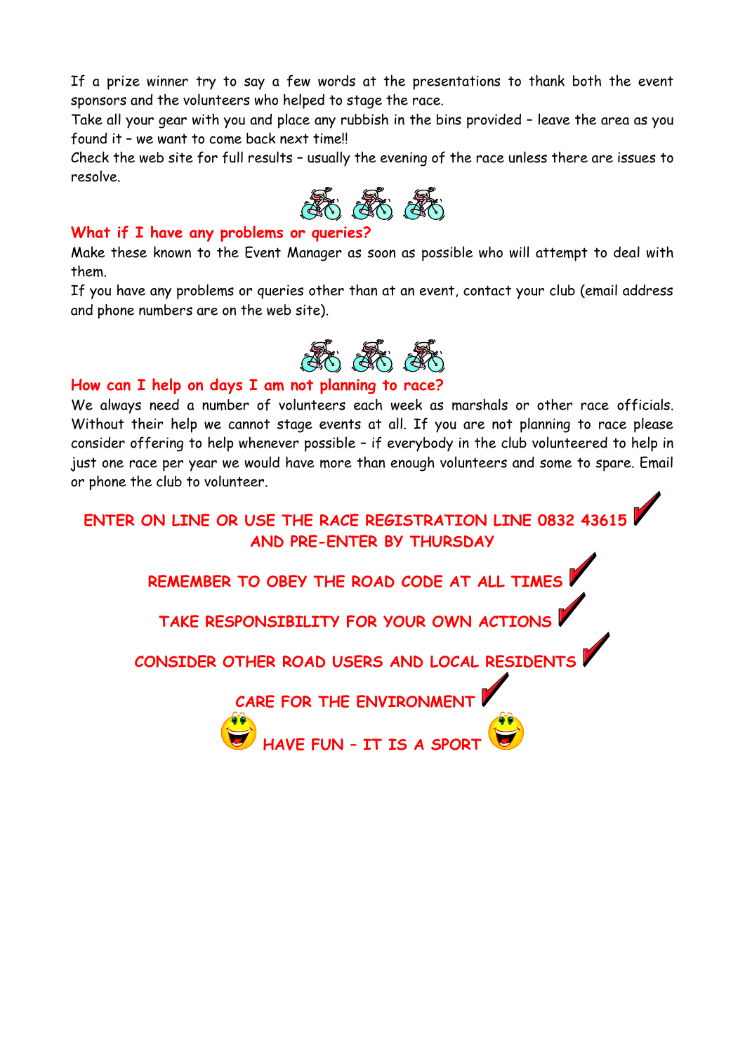If a prize winner try to say a few words at the presentations to thank both the event sponsors and the volunteers who helped to stage the race.

Take all your gear with you and place any rubbish in the bins provided – leave the area as you found it – we want to come back next time!!

Check the web site for full results – usually the evening of the race unless there are issues to resolve.

## What if I have any problems or queries?

Make these known to the Event Manager as soon as possible who will attempt to deal with them.

If you have any problems or queries other than at an event, contact your club (email address and phone numbers are on the web site).

## How can I help on days I am not planning to race?

We always need a number of volunteers each week as marshals or other race officials. Without their help we cannot stage events at all. If you are not planning to race please consider offering to help whenever possible – if everybody in the club volunteered to help in just one race per year we would have more than enough volunteers and some to spare. Email or phone the club to volunteer.

**ENTER ON LINE OR USE THE RACE REGISTRATION LINE 0832 43615**
**AND PRE-ENTER BY THURSDAY**

**REMEMBER TO OBEY THE ROAD CODE AT ALL TIMES**

**TAKE RESPONSIBILITY FOR YOUR OWN ACTIONS**

**CONSIDER OTHER ROAD USERS AND LOCAL RESIDENTS**

**CARE FOR THE ENVIRONMENT**

**HAVE FUN – IT IS A SPORT**